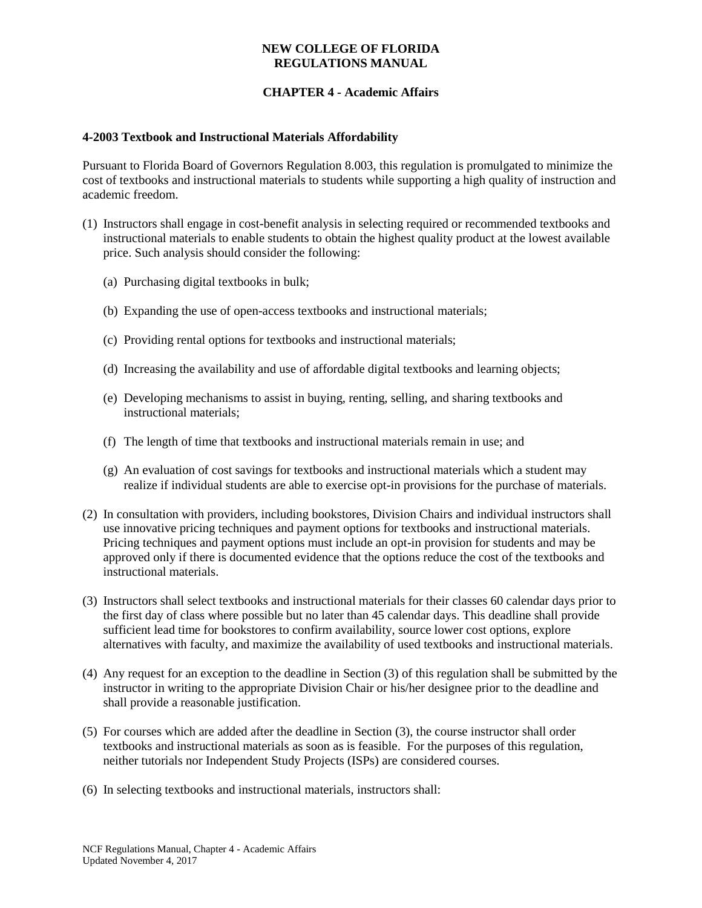**NEW COLLEGE OF FLORIDA**
**REGULATIONS MANUAL**

**CHAPTER 4 - Academic Affairs**

**4-2003 Textbook and Instructional Materials Affordability**

Pursuant to Florida Board of Governors Regulation 8.003, this regulation is promulgated to minimize the cost of textbooks and instructional materials to students while supporting a high quality of instruction and academic freedom.

(1) Instructors shall engage in cost-benefit analysis in selecting required or recommended textbooks and instructional materials to enable students to obtain the highest quality product at the lowest available price. Such analysis should consider the following:

   (a) Purchasing digital textbooks in bulk;

   (b) Expanding the use of open-access textbooks and instructional materials;

   (c) Providing rental options for textbooks and instructional materials;

   (d) Increasing the availability and use of affordable digital textbooks and learning objects;

   (e) Developing mechanisms to assist in buying, renting, selling, and sharing textbooks and instructional materials;

   (f) The length of time that textbooks and instructional materials remain in use; and

   (g) An evaluation of cost savings for textbooks and instructional materials which a student may realize if individual students are able to exercise opt-in provisions for the purchase of materials.

(2) In consultation with providers, including bookstores, Division Chairs and individual instructors shall use innovative pricing techniques and payment options for textbooks and instructional materials. Pricing techniques and payment options must include an opt-in provision for students and may be approved only if there is documented evidence that the options reduce the cost of the textbooks and instructional materials.

(3) Instructors shall select textbooks and instructional materials for their classes 60 calendar days prior to the first day of class where possible but no later than 45 calendar days. This deadline shall provide sufficient lead time for bookstores to confirm availability, source lower cost options, explore alternatives with faculty, and maximize the availability of used textbooks and instructional materials.

(4) Any request for an exception to the deadline in Section (3) of this regulation shall be submitted by the instructor in writing to the appropriate Division Chair or his/her designee prior to the deadline and shall provide a reasonable justification.

(5) For courses which are added after the deadline in Section (3), the course instructor shall order textbooks and instructional materials as soon as is feasible. For the purposes of this regulation, neither tutorials nor Independent Study Projects (ISPs) are considered courses.

(6) In selecting textbooks and instructional materials, instructors shall: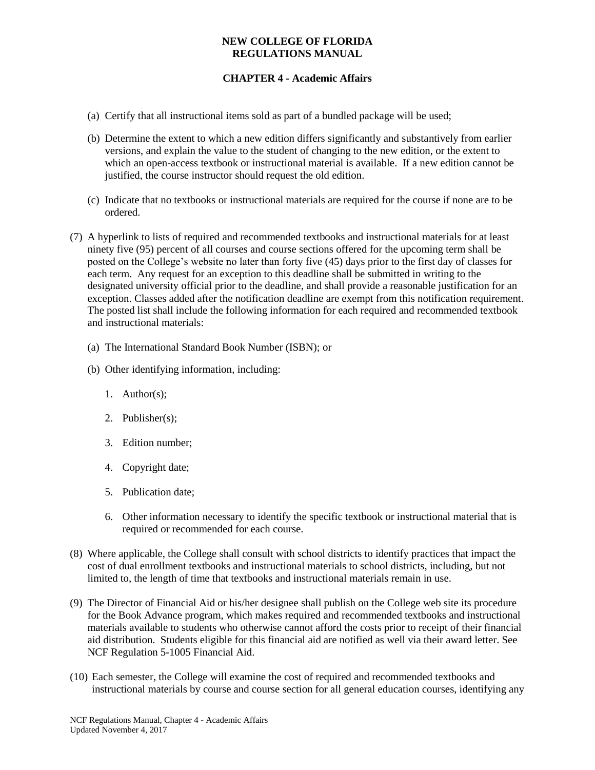(a) Certify that all instructional items sold as part of a bundled package will be used;

(b) Determine the extent to which a new edition differs significantly and substantively from earlier versions, and explain the value to the student of changing to the new edition, or the extent to which an open-access textbook or instructional material is available. If a new edition cannot be justified, the course instructor should request the old edition.

(c) Indicate that no textbooks or instructional materials are required for the course if none are to be ordered.

(7) A hyperlink to lists of required and recommended textbooks and instructional materials for at least ninety five (95) percent of all courses and course sections offered for the upcoming term shall be posted on the College's website no later than forty five (45) days prior to the first day of classes for each term. Any request for an exception to this deadline shall be submitted in writing to the designated university official prior to the deadline, and shall provide a reasonable justification for an exception. Classes added after the notification deadline are exempt from this notification requirement. The posted list shall include the following information for each required and recommended textbook and instructional materials:

(a) The International Standard Book Number (ISBN); or

(b) Other identifying information, including:

1. Author(s);

2. Publisher(s);

3. Edition number;

4. Copyright date;

5. Publication date;

6. Other information necessary to identify the specific textbook or instructional material that is required or recommended for each course.

(8) Where applicable, the College shall consult with school districts to identify practices that impact the cost of dual enrollment textbooks and instructional materials to school districts, including, but not limited to, the length of time that textbooks and instructional materials remain in use.

(9) The Director of Financial Aid or his/her designee shall publish on the College web site its procedure for the Book Advance program, which makes required and recommended textbooks and instructional materials available to students who otherwise cannot afford the costs prior to receipt of their financial aid distribution. Students eligible for this financial aid are notified as well via their award letter. See NCF Regulation 5-1005 Financial Aid.

(10) Each semester, the College will examine the cost of required and recommended textbooks and instructional materials by course and course section for all general education courses, identifying any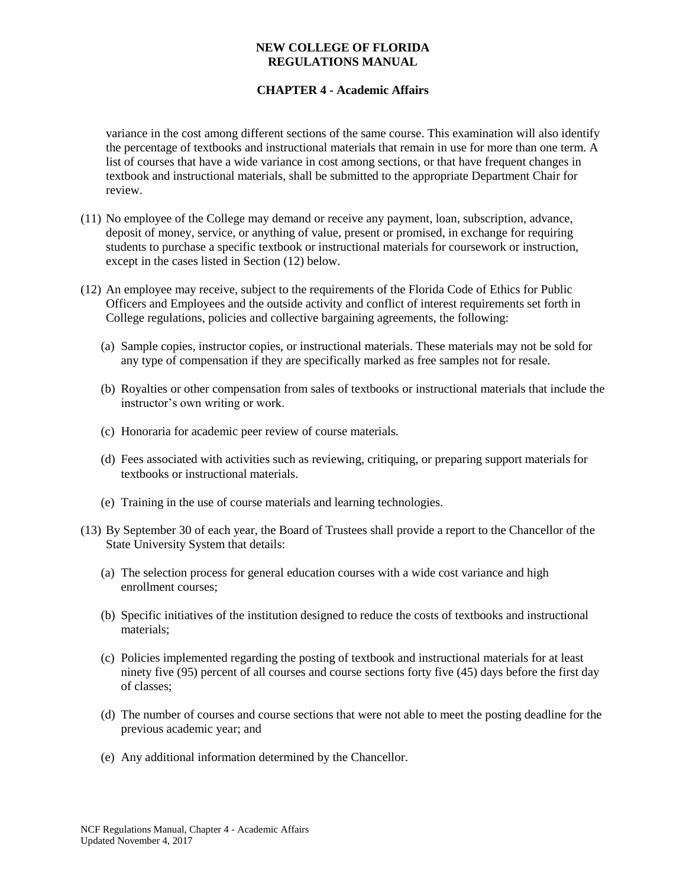variance in the cost among different sections of the same course. This examination will also identify the percentage of textbooks and instructional materials that remain in use for more than one term. A list of courses that have a wide variance in cost among sections, or that have frequent changes in textbook and instructional materials, shall be submitted to the appropriate Department Chair for review.

(11) No employee of the College may demand or receive any payment, loan, subscription, advance, deposit of money, service, or anything of value, present or promised, in exchange for requiring students to purchase a specific textbook or instructional materials for coursework or instruction, except in the cases listed in Section (12) below.

(12) An employee may receive, subject to the requirements of the Florida Code of Ethics for Public Officers and Employees and the outside activity and conflict of interest requirements set forth in College regulations, policies and collective bargaining agreements, the following:

   (a) Sample copies, instructor copies, or instructional materials. These materials may not be sold for any type of compensation if they are specifically marked as free samples not for resale.

   (b) Royalties or other compensation from sales of textbooks or instructional materials that include the instructor's own writing or work.

   (c) Honoraria for academic peer review of course materials.

   (d) Fees associated with activities such as reviewing, critiquing, or preparing support materials for textbooks or instructional materials.

   (e) Training in the use of course materials and learning technologies.

(13) By September 30 of each year, the Board of Trustees shall provide a report to the Chancellor of the State University System that details:

   (a) The selection process for general education courses with a wide cost variance and high enrollment courses;

   (b) Specific initiatives of the institution designed to reduce the costs of textbooks and instructional materials;

   (c) Policies implemented regarding the posting of textbook and instructional materials for at least ninety five (95) percent of all courses and course sections forty five (45) days before the first day of classes;

   (d) The number of courses and course sections that were not able to meet the posting deadline for the previous academic year; and

   (e) Any additional information determined by the Chancellor.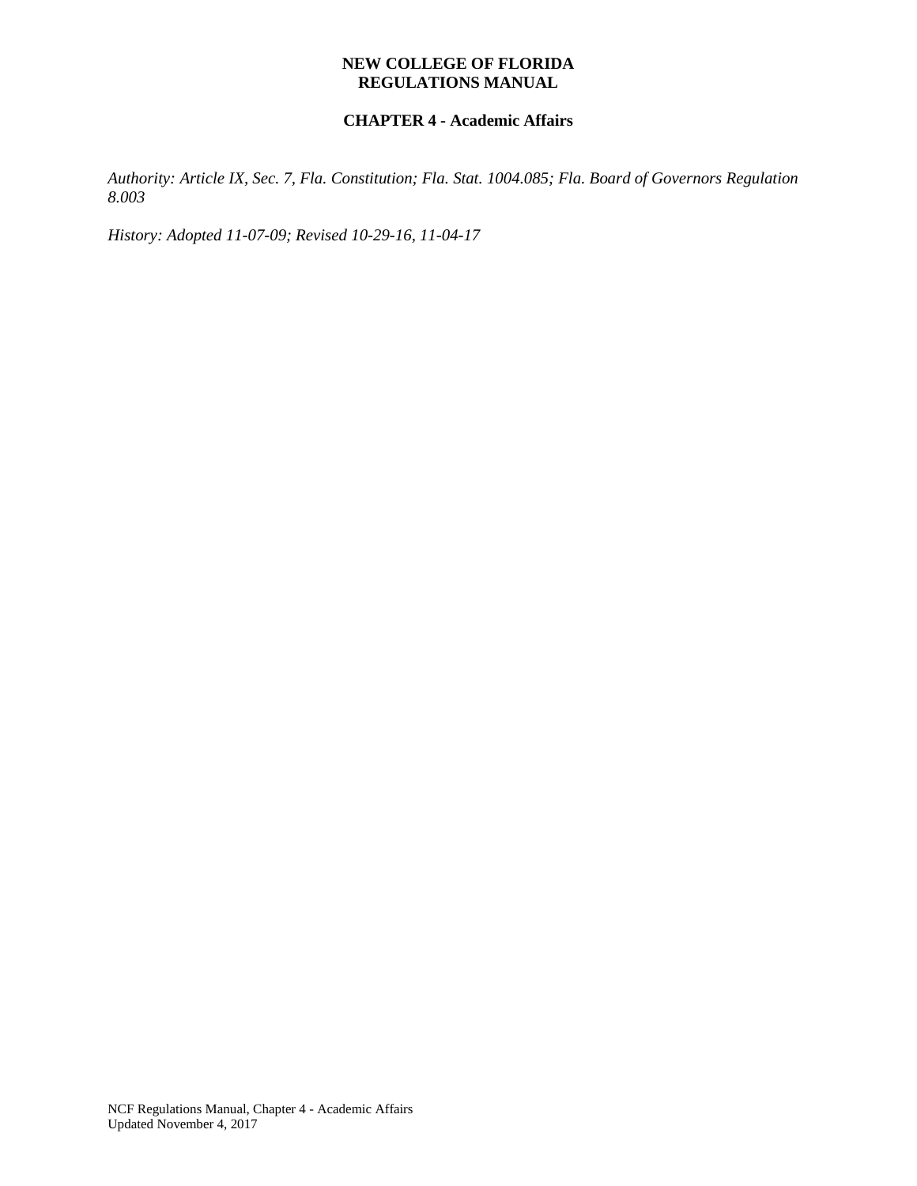**NEW COLLEGE OF FLORIDA**
**REGULATIONS MANUAL**

**CHAPTER 4 - Academic Affairs**

*Authority: Article IX, Sec. 7, Fla. Constitution; Fla. Stat. 1004.085; Fla. Board of Governors Regulation 8.003*

*History: Adopted 11-07-09; Revised 10-29-16, 11-04-17*